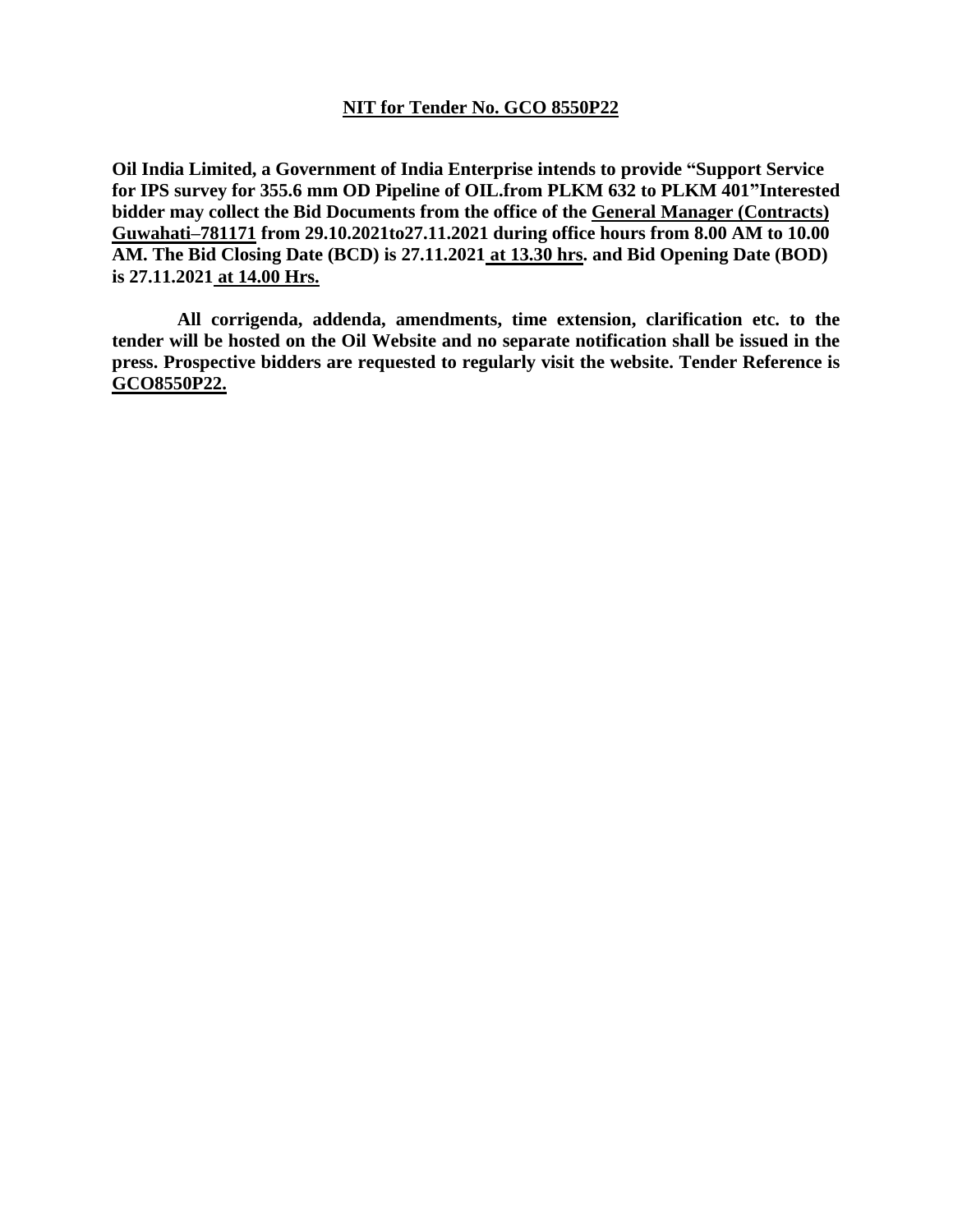## NIT for Tender No. GCO 8550P22

**Oil India Limited, a Government of India Enterprise intends to provide "Support Service for IPS survey for 355.6 mm OD Pipeline of OIL.from PLKM 632 to PLKM 401"Interested bidder may collect the Bid Documents from the office of the General Manager (Contracts) Guwahati–781171 from 29.10.2021to27.11.2021 during office hours from 8.00 AM to 10.00 AM. The Bid Closing Date (BCD) is 27.11.2021 at 13.30 hrs. and Bid Opening Date (BOD) is 27.11.2021 at 14.00 Hrs.**

**All corrigenda, addenda, amendments, time extension, clarification etc. to the tender will be hosted on the Oil Website and no separate notification shall be issued in the press. Prospective bidders are requested to regularly visit the website. Tender Reference is GCO8550P22.**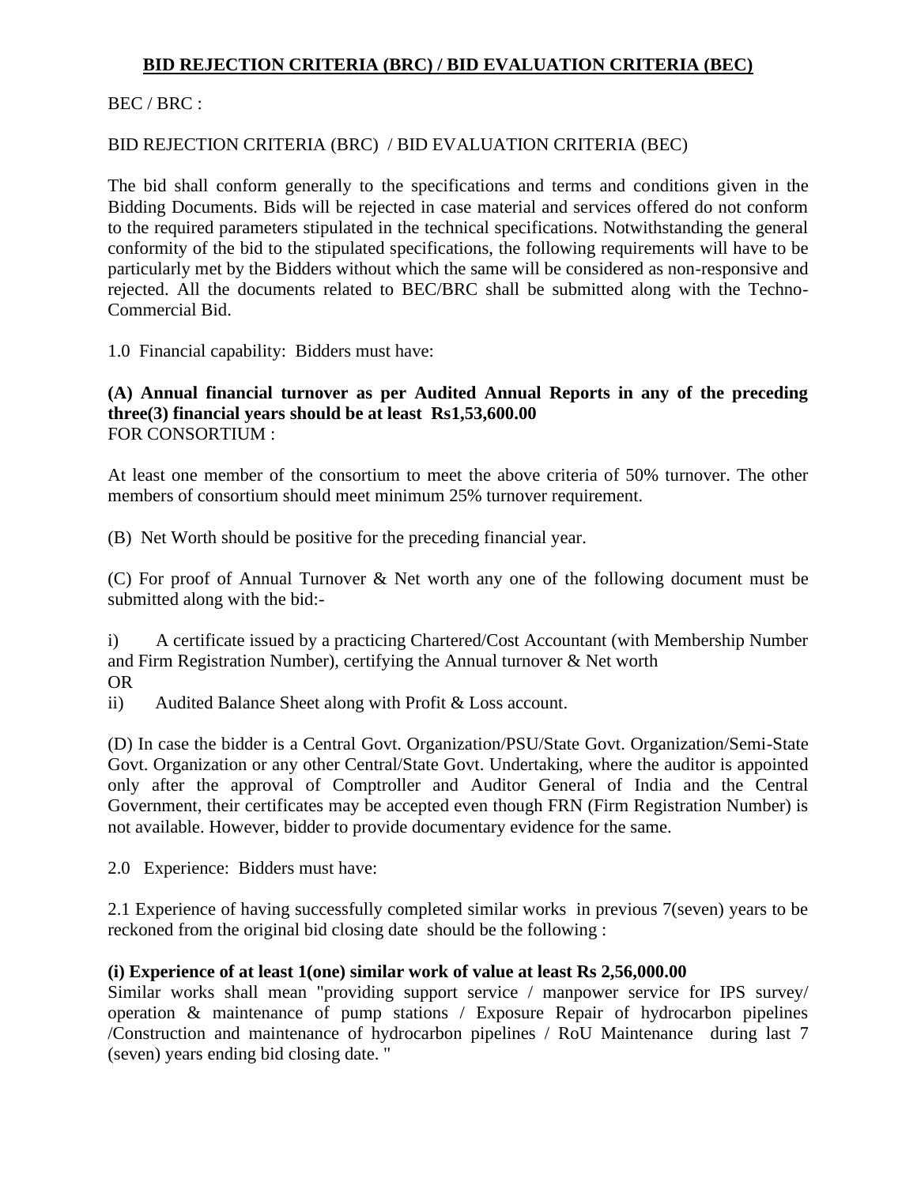## BID REJECTION CRITERIA (BRC) / BID EVALUATION CRITERIA (BEC)

BEC / BRC :

BID REJECTION CRITERIA (BRC) / BID EVALUATION CRITERIA (BEC)

The bid shall conform generally to the specifications and terms and conditions given in the Bidding Documents. Bids will be rejected in case material and services offered do not conform to the required parameters stipulated in the technical specifications. Notwithstanding the general conformity of the bid to the stipulated specifications, the following requirements will have to be particularly met by the Bidders without which the same will be considered as non-responsive and rejected. All the documents related to BEC/BRC shall be submitted along with the Techno-Commercial Bid.

1.0 Financial capability: Bidders must have:

**(A) Annual financial turnover as per Audited Annual Reports in any of the preceding three(3) financial years should be at least Rs1,53,600.00**
FOR CONSORTIUM :

At least one member of the consortium to meet the above criteria of 50% turnover. The other members of consortium should meet minimum 25% turnover requirement.

(B) Net Worth should be positive for the preceding financial year.

(C) For proof of Annual Turnover & Net worth any one of the following document must be submitted along with the bid:-

i) A certificate issued by a practicing Chartered/Cost Accountant (with Membership Number and Firm Registration Number), certifying the Annual turnover & Net worth
OR
ii) Audited Balance Sheet along with Profit & Loss account.

(D) In case the bidder is a Central Govt. Organization/PSU/State Govt. Organization/Semi-State Govt. Organization or any other Central/State Govt. Undertaking, where the auditor is appointed only after the approval of Comptroller and Auditor General of India and the Central Government, their certificates may be accepted even though FRN (Firm Registration Number) is not available. However, bidder to provide documentary evidence for the same.

2.0 Experience: Bidders must have:

2.1 Experience of having successfully completed similar works in previous 7(seven) years to be reckoned from the original bid closing date should be the following :

**(i) Experience of at least 1(one) similar work of value at least Rs 2,56,000.00**
Similar works shall mean "providing support service / manpower service for IPS survey/ operation & maintenance of pump stations / Exposure Repair of hydrocarbon pipelines /Construction and maintenance of hydrocarbon pipelines / RoU Maintenance during last 7 (seven) years ending bid closing date. "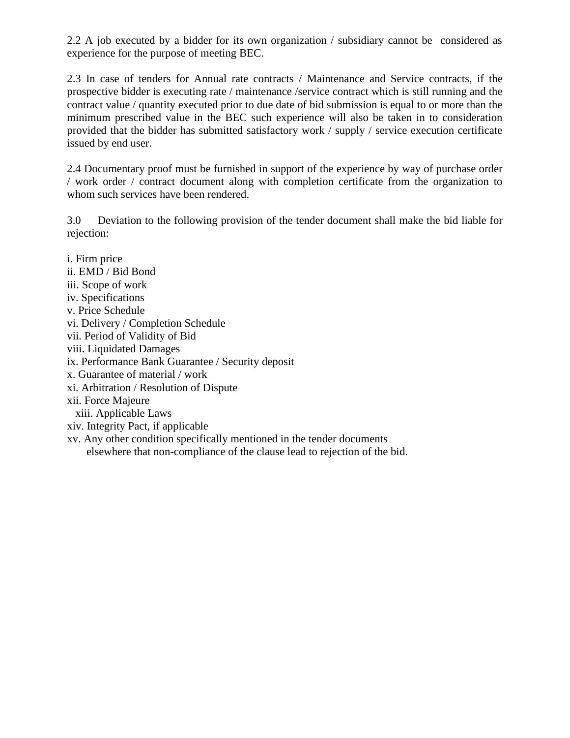2.2 A job executed by a bidder for its own organization / subsidiary cannot be considered as experience for the purpose of meeting BEC.

2.3 In case of tenders for Annual rate contracts / Maintenance and Service contracts, if the prospective bidder is executing rate / maintenance /service contract which is still running and the contract value / quantity executed prior to due date of bid submission is equal to or more than the minimum prescribed value in the BEC such experience will also be taken in to consideration provided that the bidder has submitted satisfactory work / supply / service execution certificate issued by end user.

2.4 Documentary proof must be furnished in support of the experience by way of purchase order / work order / contract document along with completion certificate from the organization to whom such services have been rendered.

3.0 Deviation to the following provision of the tender document shall make the bid liable for rejection:

i. Firm price
ii. EMD / Bid Bond
iii. Scope of work
iv. Specifications
v. Price Schedule
vi. Delivery / Completion Schedule
vii. Period of Validity of Bid
viii. Liquidated Damages
ix. Performance Bank Guarantee / Security deposit
x. Guarantee of material / work
xi. Arbitration / Resolution of Dispute
xii. Force Majeure
xiii. Applicable Laws
xiv. Integrity Pact, if applicable
xv. Any other condition specifically mentioned in the tender documents elsewhere that non-compliance of the clause lead to rejection of the bid.